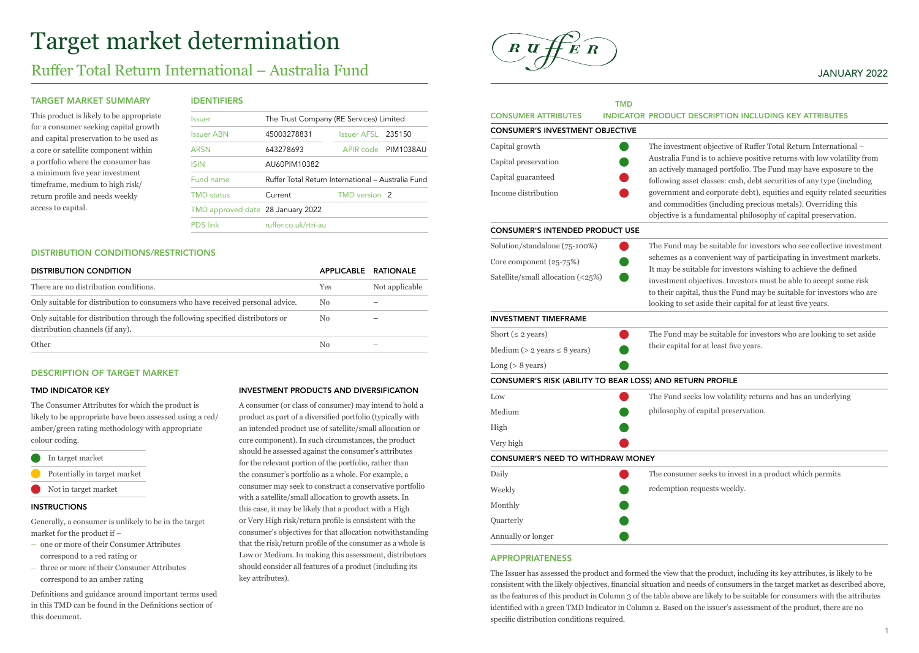# Target market determination

## Ruffer Total Return International – Australia Fund

JANUARY 2022

### TARGET MARKET SUMMARY

This product is likely to be appropriate for a consumer seeking capital growth and capital preservation to be used as a core or satellite component within a portfolio where the consumer has a minimum five year investment timeframe, medium to high risk/return profile and needs weekly access to capital.

### IDENTIFIERS

| | | | |
|---|---|---|---|
| Issuer | The Trust Company (RE Services) Limited | | |
| Issuer ABN | 45003278831 | Issuer AFSL | 235150 |
| ARSN | 643278693 | APIR code | PIM1038AU |
| ISIN | AU60PIM10382 | | |
| Fund name | Ruffer Total Return International – Australia Fund | | |
| TMD status | Current | TMD version | 2 |
| TMD approved date | 28 January 2022 | | |
| PDS link | ruffer.co.uk/rtri-au | | |

### DISTRIBUTION CONDITIONS/RESTRICTIONS

| DISTRIBUTION CONDITION | APPLICABLE | RATIONALE |
|---|---|---|
| There are no distribution conditions. | Yes | Not applicable |
| Only suitable for distribution to consumers who have received personal advice. | No | – |
| Only suitable for distribution through the following specified distributors or distribution channels (if any). | No | – |
| Other | No | – |

### DESCRIPTION OF TARGET MARKET

#### TMD INDICATOR KEY

The Consumer Attributes for which the product is likely to be appropriate have been assessed using a red/amber/green rating methodology with appropriate colour coding.

- 🟢 In target market
- 🟡 Potentially in target market
- 🔴 Not in target market

#### INSTRUCTIONS

Generally, a consumer is unlikely to be in the target market for the product if –

- one or more of their Consumer Attributes correspond to a red rating or
- three or more of their Consumer Attributes correspond to an amber rating

Definitions and guidance around important terms used in this TMD can be found in the Definitions section of this document.

#### INVESTMENT PRODUCTS AND DIVERSIFICATION

A consumer (or class of consumer) may intend to hold a product as part of a diversified portfolio (typically with an intended product use of satellite/small allocation or core component). In such circumstances, the product should be assessed against the consumer's attributes for the relevant portion of the portfolio, rather than the consumer's portfolio as a whole. For example, a consumer may seek to construct a conservative portfolio with a satellite/small allocation to growth assets. In this case, it may be likely that a product with a High or Very High risk/return profile is consistent with the consumer's objectives for that allocation notwithstanding that the risk/return profile of the consumer as a whole is Low or Medium. In making this assessment, distributors should consider all features of a product (including its key attributes).

| CONSUMER ATTRIBUTES | TMD INDICATOR | PRODUCT DESCRIPTION INCLUDING KEY ATTRIBUTES |
|---|---|---|
| **CONSUMER'S INVESTMENT OBJECTIVE** | | |
| Capital growth | 🟢 | The investment objective of Ruffer Total Return International – Australia Fund is to achieve positive returns with low volatility from an actively managed portfolio. The Fund may have exposure to the following asset classes: cash, debt securities of any type (including government and corporate debt), equities and equity related securities and commodities (including precious metals). Overriding this objective is a fundamental philosophy of capital preservation. |
| Capital preservation | 🟢 | |
| Capital guaranteed | 🔴 | |
| Income distribution | 🔴 | |
| **CONSUMER'S INTENDED PRODUCT USE** | | |
| Solution/standalone (75-100%) | 🔴 | The Fund may be suitable for investors who see collective investment schemes as a convenient way of participating in investment markets. It may be suitable for investors wishing to achieve the defined investment objectives. Investors must be able to accept some risk to their capital, thus the Fund may be suitable for investors who are looking to set aside their capital for at least five years. |
| Core component (25-75%) | 🟢 | |
| Satellite/small allocation (<25%) | 🟢 | |
| **INVESTMENT TIMEFRAME** | | |
| Short (≤ 2 years) | 🔴 | The Fund may be suitable for investors who are looking to set aside their capital for at least five years. |
| Medium (> 2 years ≤ 8 years) | 🟢 | |
| Long (> 8 years) | 🟢 | |
| **CONSUMER'S RISK (ABILITY TO BEAR LOSS) AND RETURN PROFILE** | | |
| Low | 🔴 | The Fund seeks low volatility returns and has an underlying philosophy of capital preservation. |
| Medium | 🟢 | |
| High | 🟢 | |
| Very high | 🔴 | |
| **CONSUMER'S NEED TO WITHDRAW MONEY** | | |
| Daily | 🔴 | The consumer seeks to invest in a product which permits redemption requests weekly. |
| Weekly | 🟢 | |
| Monthly | 🟢 | |
| Quarterly | 🟢 | |
| Annually or longer | 🟢 | |

### APPROPRIATENESS

The Issuer has assessed the product and formed the view that the product, including its key attributes, is likely to be consistent with the likely objectives, financial situation and needs of consumers in the target market as described above, as the features of this product in Column 3 of the table above are likely to be suitable for consumers with the attributes identified with a green TMD Indicator in Column 2. Based on the issuer's assessment of the product, there are no specific distribution conditions required.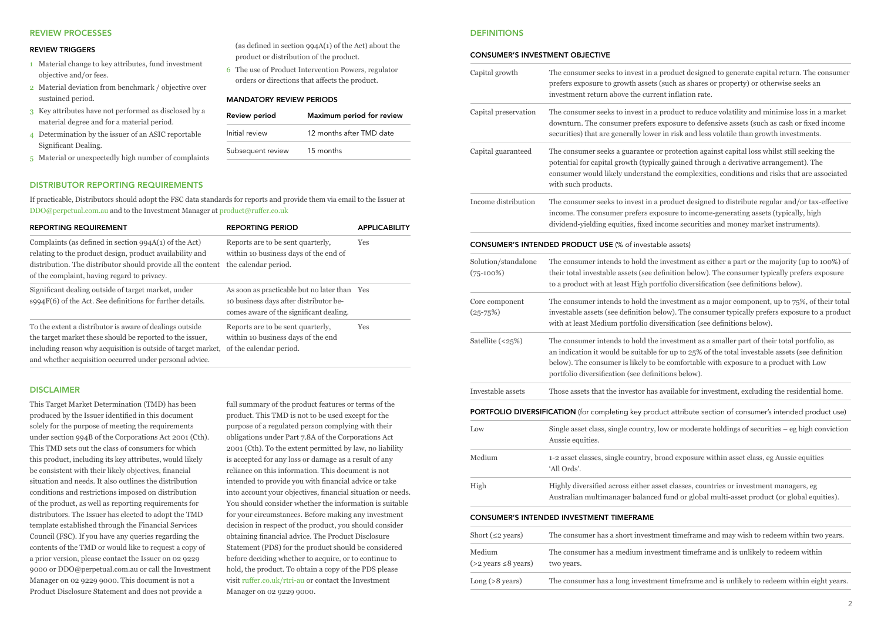## REVIEW PROCESSES

### REVIEW TRIGGERS

1. Material change to key attributes, fund investment objective and/or fees.
2. Material deviation from benchmark / objective over sustained period.
3. Key attributes have not performed as disclosed by a material degree and for a material period.
4. Determination by the issuer of an ASIC reportable Significant Dealing.
5. Material or unexpectedly high number of complaints (as defined in section 994A(1) of the Act) about the product or distribution of the product.
6. The use of Product Intervention Powers, regulator orders or directions that affects the product.

### MANDATORY REVIEW PERIODS

| Review period | Maximum period for review |
|---|---|
| Initial review | 12 months after TMD date |
| Subsequent review | 15 months |

## DISTRIBUTOR REPORTING REQUIREMENTS

If practicable, Distributors should adopt the FSC data standards for reports and provide them via email to the Issuer at DDO@perpetual.com.au and to the Investment Manager at product@ruffer.co.uk

| REPORTING REQUIREMENT | REPORTING PERIOD | APPLICABILITY |
|---|---|---|
| Complaints (as defined in section 994A(1) of the Act) relating to the product design, product availability and distribution. The distributor should provide all the content of the complaint, having regard to privacy. | Reports are to be sent quarterly, within 10 business days of the end of the calendar period. | Yes |
| Significant dealing outside of target market, under s994F(6) of the Act. See definitions for further details. | As soon as practicable but no later than 10 business days after distributor becomes aware of the significant dealing. | Yes |
| To the extent a distributor is aware of dealings outside the target market these should be reported to the issuer, including reason why acquisition is outside of target market, and whether acquisition occurred under personal advice. | Reports are to be sent quarterly, within 10 business days of the end of the calendar period. | Yes |

## DISCLAIMER

This Target Market Determination (TMD) has been produced by the Issuer identified in this document solely for the purpose of meeting the requirements under section 994B of the Corporations Act 2001 (Cth). This TMD sets out the class of consumers for which this product, including its key attributes, would likely be consistent with their likely objectives, financial situation and needs. It also outlines the distribution conditions and restrictions imposed on distribution of the product, as well as reporting requirements for distributors. The Issuer has elected to adopt the TMD template established through the Financial Services Council (FSC). If you have any queries regarding the contents of the TMD or would like to request a copy of a prior version, please contact the Issuer on 02 9229 9000 or DDO@perpetual.com.au or call the Investment Manager on 02 9229 9000. This document is not a Product Disclosure Statement and does not provide a full summary of the product features or terms of the product. This TMD is not to be used except for the purpose of a regulated person complying with their obligations under Part 7.8A of the Corporations Act 2001 (Cth). To the extent permitted by law, no liability is accepted for any loss or damage as a result of any reliance on this information. This document is not intended to provide you with financial advice or take into account your objectives, financial situation or needs. You should consider whether the information is suitable for your circumstances. Before making any investment decision in respect of the product, you should consider obtaining financial advice. The Product Disclosure Statement (PDS) for the product should be considered before deciding whether to acquire, or to continue to hold, the product. To obtain a copy of the PDS please visit ruffer.co.uk/rtri-au or contact the Investment Manager on 02 9229 9000.

## DEFINITIONS

### CONSUMER'S INVESTMENT OBJECTIVE

| | |
|---|---|
| Capital growth | The consumer seeks to invest in a product designed to generate capital return. The consumer prefers exposure to growth assets (such as shares or property) or otherwise seeks an investment return above the current inflation rate. |
| Capital preservation | The consumer seeks to invest in a product to reduce volatility and minimise loss in a market downturn. The consumer prefers exposure to defensive assets (such as cash or fixed income securities) that are generally lower in risk and less volatile than growth investments. |
| Capital guaranteed | The consumer seeks a guarantee or protection against capital loss whilst still seeking the potential for capital growth (typically gained through a derivative arrangement). The consumer would likely understand the complexities, conditions and risks that are associated with such products. |
| Income distribution | The consumer seeks to invest in a product designed to distribute regular and/or tax-effective income. The consumer prefers exposure to income-generating assets (typically, high dividend-yielding equities, fixed income securities and money market instruments). |

### CONSUMER'S INTENDED PRODUCT USE (% of investable assets)

| | |
|---|---|
| Solution/standalone (75-100%) | The consumer intends to hold the investment as either a part or the majority (up to 100%) of their total investable assets (see definition below). The consumer typically prefers exposure to a product with at least High portfolio diversification (see definitions below). |
| Core component (25-75%) | The consumer intends to hold the investment as a major component, up to 75%, of their total investable assets (see definition below). The consumer typically prefers exposure to a product with at least Medium portfolio diversification (see definitions below). |
| Satellite (<25%) | The consumer intends to hold the investment as a smaller part of their total portfolio, as an indication it would be suitable for up to 25% of the total investable assets (see definition below). The consumer is likely to be comfortable with exposure to a product with Low portfolio diversification (see definitions below). |
| Investable assets | Those assets that the investor has available for investment, excluding the residential home. |

### PORTFOLIO DIVERSIFICATION (for completing key product attribute section of consumer's intended product use)

| | |
|---|---|
| Low | Single asset class, single country, low or moderate holdings of securities – eg high conviction Aussie equities. |
| Medium | 1-2 asset classes, single country, broad exposure within asset class, eg Aussie equities 'All Ords'. |
| High | Highly diversified across either asset classes, countries or investment managers, eg Australian multimanager balanced fund or global multi-asset product (or global equities). |

### CONSUMER'S INTENDED INVESTMENT TIMEFRAME

| | |
|---|---|
| Short (≤2 years) | The consumer has a short investment timeframe and may wish to redeem within two years. |
| Medium (>2 years ≤8 years) | The consumer has a medium investment timeframe and is unlikely to redeem within two years. |
| Long (>8 years) | The consumer has a long investment timeframe and is unlikely to redeem within eight years. |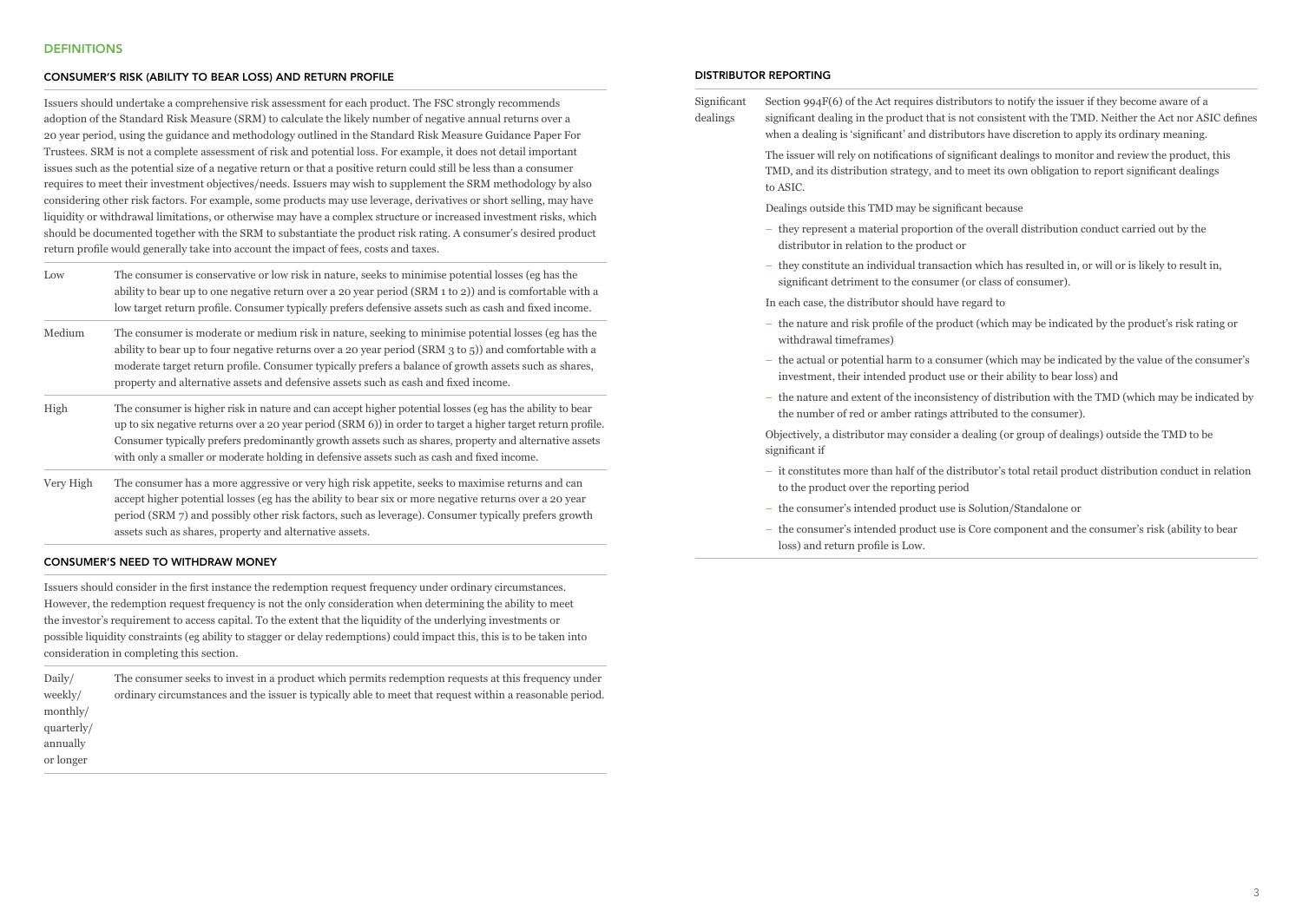# DEFINITIONS

## CONSUMER'S RISK (ABILITY TO BEAR LOSS) AND RETURN PROFILE

Issuers should undertake a comprehensive risk assessment for each product. The FSC strongly recommends adoption of the Standard Risk Measure (SRM) to calculate the likely number of negative annual returns over a 20 year period, using the guidance and methodology outlined in the Standard Risk Measure Guidance Paper For Trustees. SRM is not a complete assessment of risk and potential loss. For example, it does not detail important issues such as the potential size of a negative return or that a positive return could still be less than a consumer requires to meet their investment objectives/needs. Issuers may wish to supplement the SRM methodology by also considering other risk factors. For example, some products may use leverage, derivatives or short selling, may have liquidity or withdrawal limitations, or otherwise may have a complex structure or increased investment risks, which should be documented together with the SRM to substantiate the product risk rating. A consumer's desired product return profile would generally take into account the impact of fees, costs and taxes.

| | |
|---|---|
| Low | The consumer is conservative or low risk in nature, seeks to minimise potential losses (eg has the ability to bear up to one negative return over a 20 year period (SRM 1 to 2)) and is comfortable with a low target return profile. Consumer typically prefers defensive assets such as cash and fixed income. |
| Medium | The consumer is moderate or medium risk in nature, seeking to minimise potential losses (eg has the ability to bear up to four negative returns over a 20 year period (SRM 3 to 5)) and comfortable with a moderate target return profile. Consumer typically prefers a balance of growth assets such as shares, property and alternative assets and defensive assets such as cash and fixed income. |
| High | The consumer is higher risk in nature and can accept higher potential losses (eg has the ability to bear up to six negative returns over a 20 year period (SRM 6)) in order to target a higher target return profile. Consumer typically prefers predominantly growth assets such as shares, property and alternative assets with only a smaller or moderate holding in defensive assets such as cash and fixed income. |
| Very High | The consumer has a more aggressive or very high risk appetite, seeks to maximise returns and can accept higher potential losses (eg has the ability to bear six or more negative returns over a 20 year period (SRM 7) and possibly other risk factors, such as leverage). Consumer typically prefers growth assets such as shares, property and alternative assets. |

## CONSUMER'S NEED TO WITHDRAW MONEY

Issuers should consider in the first instance the redemption request frequency under ordinary circumstances. However, the redemption request frequency is not the only consideration when determining the ability to meet the investor's requirement to access capital. To the extent that the liquidity of the underlying investments or possible liquidity constraints (eg ability to stagger or delay redemptions) could impact this, this is to be taken into consideration in completing this section.

| | |
|---|---|
| Daily/ weekly/ monthly/ quarterly/ annually or longer | The consumer seeks to invest in a product which permits redemption requests at this frequency under ordinary circumstances and the issuer is typically able to meet that request within a reasonable period. |

## DISTRIBUTOR REPORTING

**Significant dealings**

Section 994F(6) of the Act requires distributors to notify the issuer if they become aware of a significant dealing in the product that is not consistent with the TMD. Neither the Act nor ASIC defines when a dealing is 'significant' and distributors have discretion to apply its ordinary meaning.

The issuer will rely on notifications of significant dealings to monitor and review the product, this TMD, and its distribution strategy, and to meet its own obligation to report significant dealings to ASIC.

Dealings outside this TMD may be significant because

- they represent a material proportion of the overall distribution conduct carried out by the distributor in relation to the product or
- they constitute an individual transaction which has resulted in, or will or is likely to result in, significant detriment to the consumer (or class of consumer).

In each case, the distributor should have regard to

- the nature and risk profile of the product (which may be indicated by the product's risk rating or withdrawal timeframes)
- the actual or potential harm to a consumer (which may be indicated by the value of the consumer's investment, their intended product use or their ability to bear loss) and
- the nature and extent of the inconsistency of distribution with the TMD (which may be indicated by the number of red or amber ratings attributed to the consumer).

Objectively, a distributor may consider a dealing (or group of dealings) outside the TMD to be significant if

- it constitutes more than half of the distributor's total retail product distribution conduct in relation to the product over the reporting period
- the consumer's intended product use is Solution/Standalone or
- the consumer's intended product use is Core component and the consumer's risk (ability to bear loss) and return profile is Low.